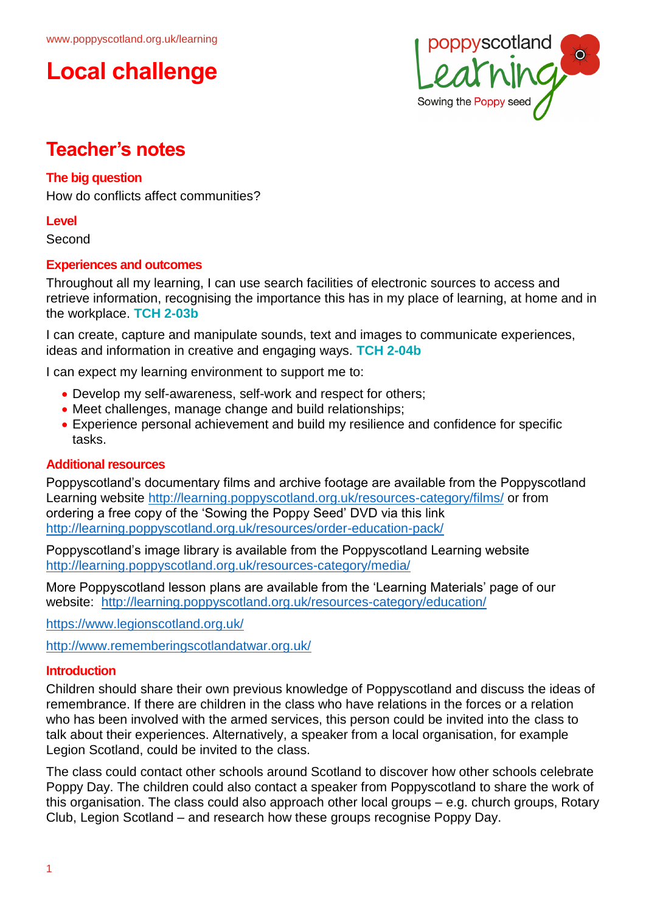www.poppyscotland.org.uk/learning

# Local challenge

## Teacher's notes

### The big question

How do conflicts affect communities?

### Level

Second

### Experiences and outcomes

Throughout all my learning, I can use search facilities of electronic sources to access and retrieve information, recognising the importance this has in my place of learning, at home and in the workplace. **TCH 2-03b**

I can create, capture and manipulate sounds, text and images to communicate experiences, ideas and information in creative and engaging ways. **TCH 2-04b**

I can expect my learning environment to support me to:

- Develop my self-awareness, self-work and respect for others;
- Meet challenges, manage change and build relationships;
- Experience personal achievement and build my resilience and confidence for specific tasks.

### Additional resources

Poppyscotland's documentary films and archive footage are available from the Poppyscotland Learning website http://learning.poppyscotland.org.uk/resources-category/films/ or from ordering a free copy of the 'Sowing the Poppy Seed' DVD via this link http://learning.poppyscotland.org.uk/resources/order-education-pack/

Poppyscotland's image library is available from the Poppyscotland Learning website http://learning.poppyscotland.org.uk/resources-category/media/

More Poppyscotland lesson plans are available from the 'Learning Materials' page of our website: http://learning.poppyscotland.org.uk/resources-category/education/

https://www.legionscotland.org.uk/

http://www.rememberingscotlandatwar.org.uk/

### Introduction

Children should share their own previous knowledge of Poppyscotland and discuss the ideas of remembrance. If there are children in the class who have relations in the forces or a relation who has been involved with the armed services, this person could be invited into the class to talk about their experiences. Alternatively, a speaker from a local organisation, for example Legion Scotland, could be invited to the class.

The class could contact other schools around Scotland to discover how other schools celebrate Poppy Day. The children could also contact a speaker from Poppyscotland to share the work of this organisation. The class could also approach other local groups – e.g. church groups, Rotary Club, Legion Scotland – and research how these groups recognise Poppy Day.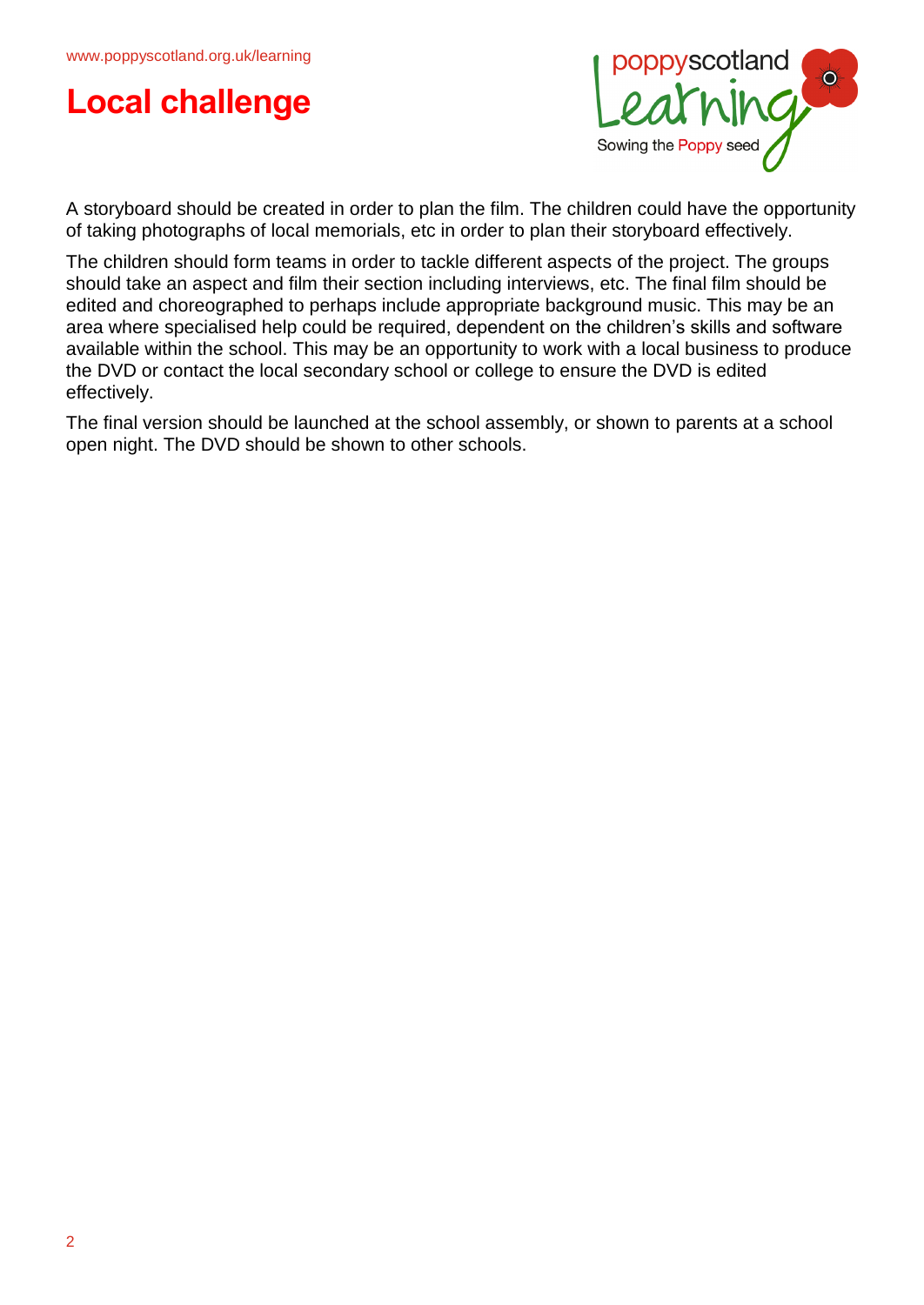# Local challenge

A storyboard should be created in order to plan the film. The children could have the opportunity of taking photographs of local memorials, etc in order to plan their storyboard effectively.

The children should form teams in order to tackle different aspects of the project. The groups should take an aspect and film their section including interviews, etc. The final film should be edited and choreographed to perhaps include appropriate background music. This may be an area where specialised help could be required, dependent on the children's skills and software available within the school. This may be an opportunity to work with a local business to produce the DVD or contact the local secondary school or college to ensure the DVD is edited effectively.

The final version should be launched at the school assembly, or shown to parents at a school open night. The DVD should be shown to other schools.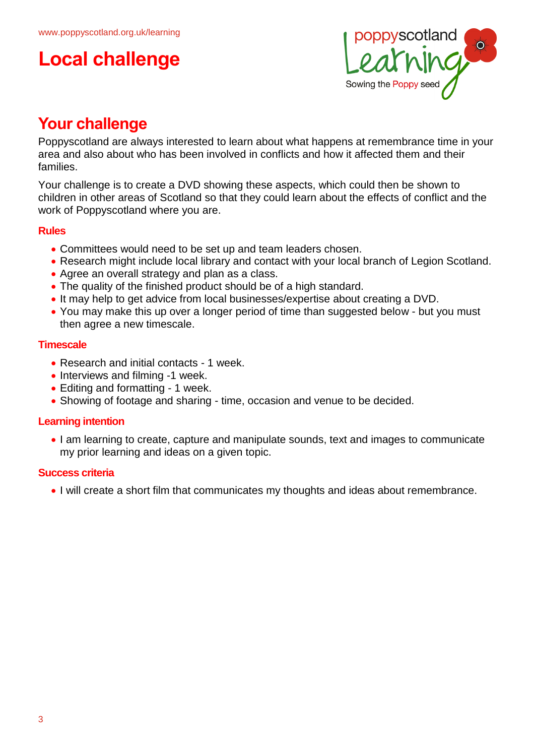# Local challenge

## Your challenge

Poppyscotland are always interested to learn about what happens at remembrance time in your area and also about who has been involved in conflicts and how it affected them and their families.

Your challenge is to create a DVD showing these aspects, which could then be shown to children in other areas of Scotland so that they could learn about the effects of conflict and the work of Poppyscotland where you are.

### Rules

- Committees would need to be set up and team leaders chosen.
- Research might include local library and contact with your local branch of Legion Scotland.
- Agree an overall strategy and plan as a class.
- The quality of the finished product should be of a high standard.
- It may help to get advice from local businesses/expertise about creating a DVD.
- You may make this up over a longer period of time than suggested below - but you must then agree a new timescale.

### Timescale

- Research and initial contacts - 1 week.
- Interviews and filming -1 week.
- Editing and formatting - 1 week.
- Showing of footage and sharing - time, occasion and venue to be decided.

### Learning intention

- I am learning to create, capture and manipulate sounds, text and images to communicate my prior learning and ideas on a given topic.

### Success criteria

- I will create a short film that communicates my thoughts and ideas about remembrance.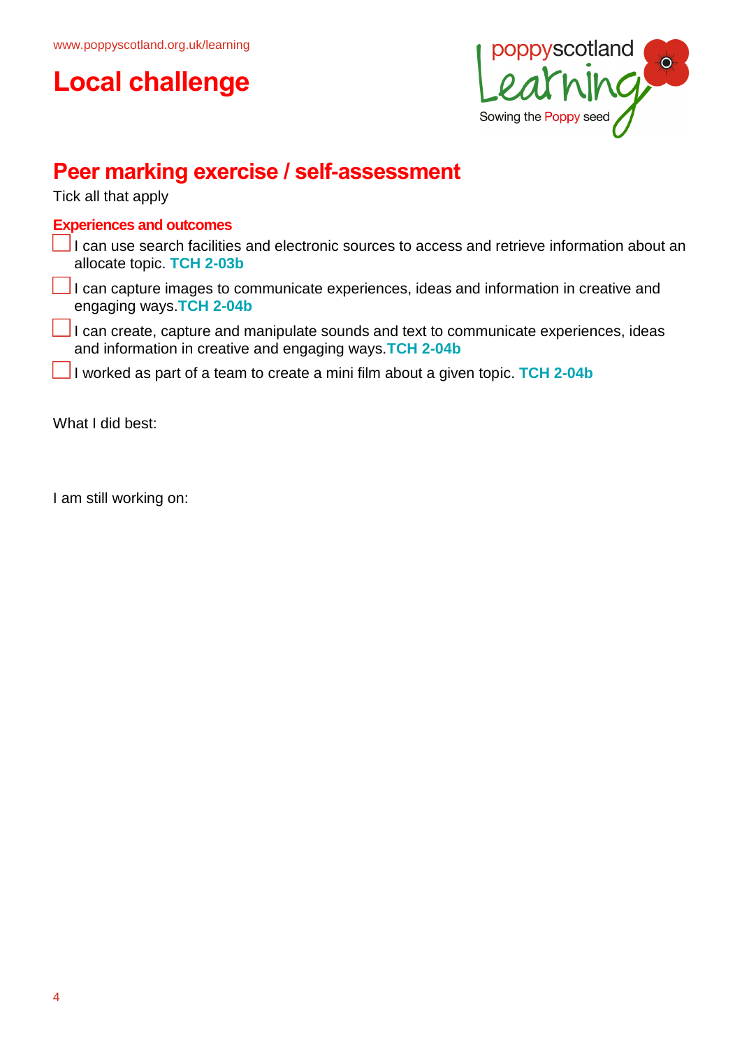www.poppyscotland.org.uk/learning

# Local challenge

## Peer marking exercise / self-assessment

Tick all that apply

**Experiences and outcomes**

- ☐ I can use search facilities and electronic sources to access and retrieve information about an allocate topic. **TCH 2-03b**
- ☐ I can capture images to communicate experiences, ideas and information in creative and engaging ways.**TCH 2-04b**
- ☐ I can create, capture and manipulate sounds and text to communicate experiences, ideas and information in creative and engaging ways.**TCH 2-04b**
- ☐ I worked as part of a team to create a mini film about a given topic. **TCH 2-04b**

What I did best:

I am still working on: